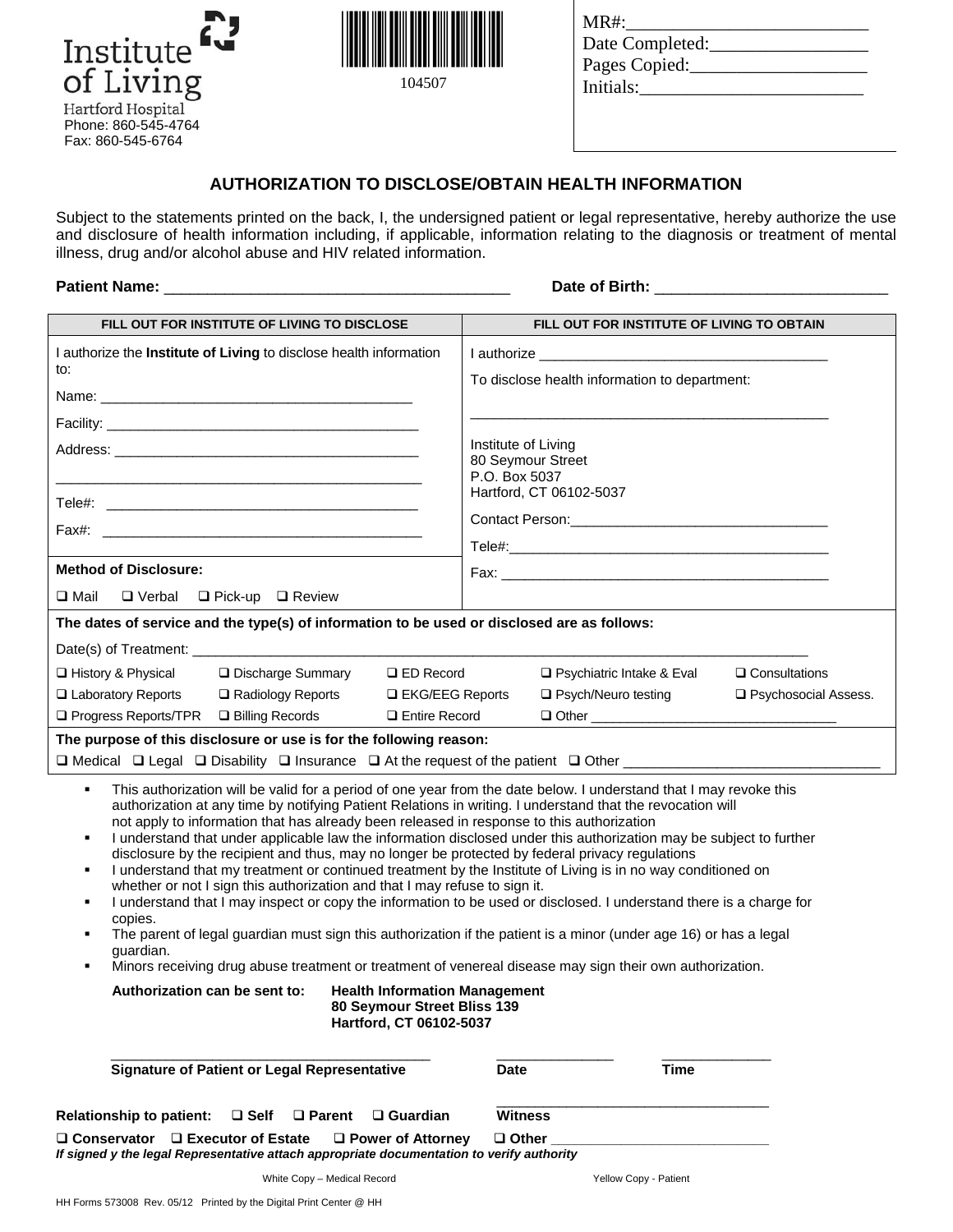Institute of Living
Hartford Hospital
Phone: 860-545-4764
Fax: 860-545-6764

104507

MR#:_________________________
Date Completed:________________
Pages Copied:__________________
Initials:_______________________

## AUTHORIZATION TO DISCLOSE/OBTAIN HEALTH INFORMATION

Subject to the statements printed on the back, I, the undersigned patient or legal representative, hereby authorize the use and disclosure of health information including, if applicable, information relating to the diagnosis or treatment of mental illness, drug and/or alcohol abuse and HIV related information.

**Patient Name:** _______________________________________ **Date of Birth:** __________________________

| FILL OUT FOR INSTITUTE OF LIVING TO DISCLOSE | FILL OUT FOR INSTITUTE OF LIVING TO OBTAIN |
|---|---|
| I authorize the **Institute of Living** to disclose health information to: | I authorize _____________________________________ |
| Name: ________________________________________ | To disclose health information to department: |
| Facility: _______________________________________ | _____________________________________________ |
| Address: ______________________________________ | Institute of Living<br>80 Seymour Street<br>P.O. Box 5037<br>Hartford, CT 06102-5037 |
| _____________________________________________ | |
| Tele#: ________________________________________ | Contact Person:_________________________________ |
| Fax#: ________________________________________ | Tele#:_________________________________________ |
| **Method of Disclosure:** | Fax: __________________________________________ |
| ❑ Mail ❑ Verbal ❑ Pick-up ❑ Review | |

**The dates of service and the type(s) of information to be used or disclosed are as follows:**

Date(s) of Treatment: ________________________________________________________________________________

| | | | | |
|---|---|---|---|---|
| ❑ History & Physical | ❑ Discharge Summary | ❑ ED Record | ❑ Psychiatric Intake & Eval | ❑ Consultations |
| ❑ Laboratory Reports | ❑ Radiology Reports | ❑ EKG/EEG Reports | ❑ Psych/Neuro testing | ❑ Psychosocial Assess. |
| ❑ Progress Reports/TPR | ❑ Billing Records | ❑ Entire Record | ❑ Other ________________________________ | |

**The purpose of this disclosure or use is for the following reason:**

❑ Medical ❑ Legal ❑ Disability ❑ Insurance ❑ At the request of the patient ❑ Other ________________________________

- This authorization will be valid for a period of one year from the date below. I understand that I may revoke this authorization at any time by notifying Patient Relations in writing. I understand that the revocation will not apply to information that has already been released in response to this authorization
- I understand that under applicable law the information disclosed under this authorization may be subject to further disclosure by the recipient and thus, may no longer be protected by federal privacy regulations
- I understand that my treatment or continued treatment by the Institute of Living is in no way conditioned on whether or not I sign this authorization and that I may refuse to sign it.
- I understand that I may inspect or copy the information to be used or disclosed. I understand there is a charge for copies.
- The parent of legal guardian must sign this authorization if the patient is a minor (under age 16) or has a legal guardian.
- Minors receiving drug abuse treatment or treatment of venereal disease may sign their own authorization.

**Authorization can be sent to:** **Health Information Management**
**80 Seymour Street Bliss 139**
**Hartford, CT 06102-5037**

________________________________________ _______________ ______________
**Signature of Patient or Legal Representative** **Date** **Time**

**Relationship to patient:** ❑ **Self** ❑ **Parent** ❑ **Guardian** ___________________________________
**Witness**

❑ **Conservator** ❑ **Executor of Estate** ❑ **Power of Attorney** ❑ **Other** ___________________________

***If signed y the legal Representative attach appropriate documentation to verify authority***

White Copy – Medical Record Yellow Copy - Patient

HH Forms 573008 Rev. 05/12 Printed by the Digital Print Center @ HH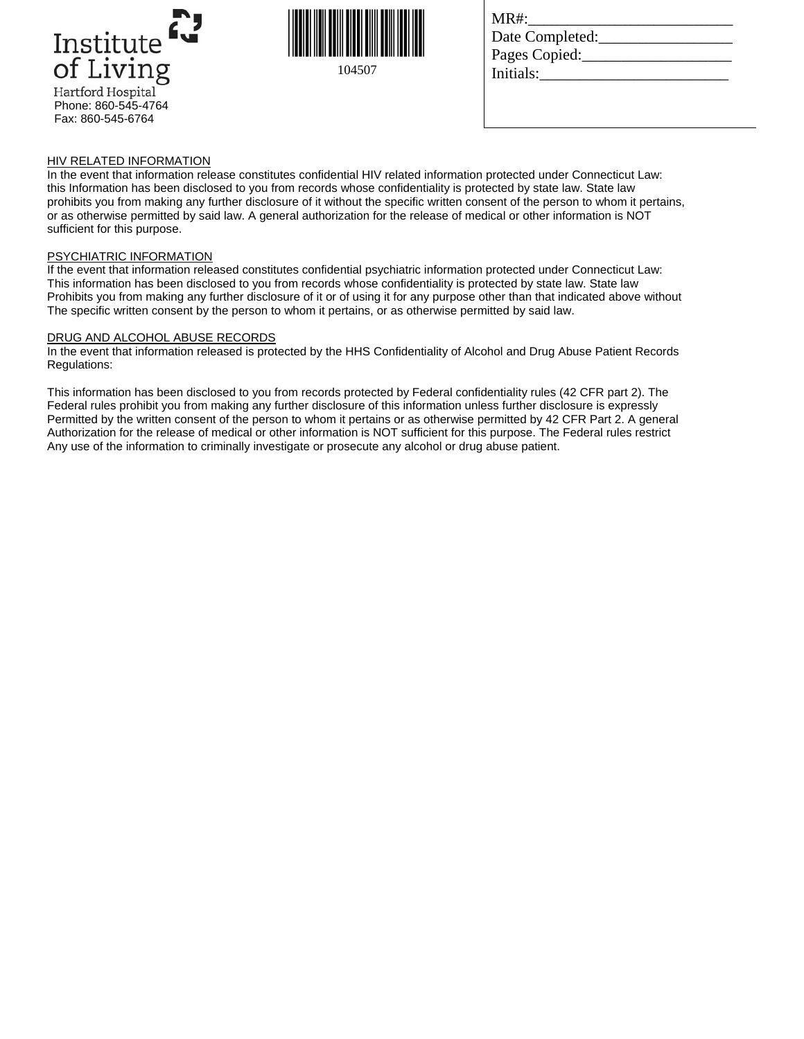Institute of Living
Hartford Hospital
Phone: 860-545-4764
Fax: 860-545-6764

104507

MR#:___________________________
Date Completed:_________________
Pages Copied:___________________
Initials:_________________________

<u>HIV RELATED INFORMATION</u>

In the event that information release constitutes confidential HIV related information protected under Connecticut Law: this Information has been disclosed to you from records whose confidentiality is protected by state law. State law prohibits you from making any further disclosure of it without the specific written consent of the person to whom it pertains, or as otherwise permitted by said law. A general authorization for the release of medical or other information is NOT sufficient for this purpose.

<u>PSYCHIATRIC INFORMATION</u>

If the event that information released constitutes confidential psychiatric information protected under Connecticut Law: This information has been disclosed to you from records whose confidentiality is protected by state law. State law Prohibits you from making any further disclosure of it or of using it for any purpose other than that indicated above without The specific written consent by the person to whom it pertains, or as otherwise permitted by said law.

<u>DRUG AND ALCOHOL ABUSE RECORDS</u>

In the event that information released is protected by the HHS Confidentiality of Alcohol and Drug Abuse Patient Records Regulations:

This information has been disclosed to you from records protected by Federal confidentiality rules (42 CFR part 2). The Federal rules prohibit you from making any further disclosure of this information unless further disclosure is expressly Permitted by the written consent of the person to whom it pertains or as otherwise permitted by 42 CFR Part 2. A general Authorization for the release of medical or other information is NOT sufficient for this purpose. The Federal rules restrict Any use of the information to criminally investigate or prosecute any alcohol or drug abuse patient.